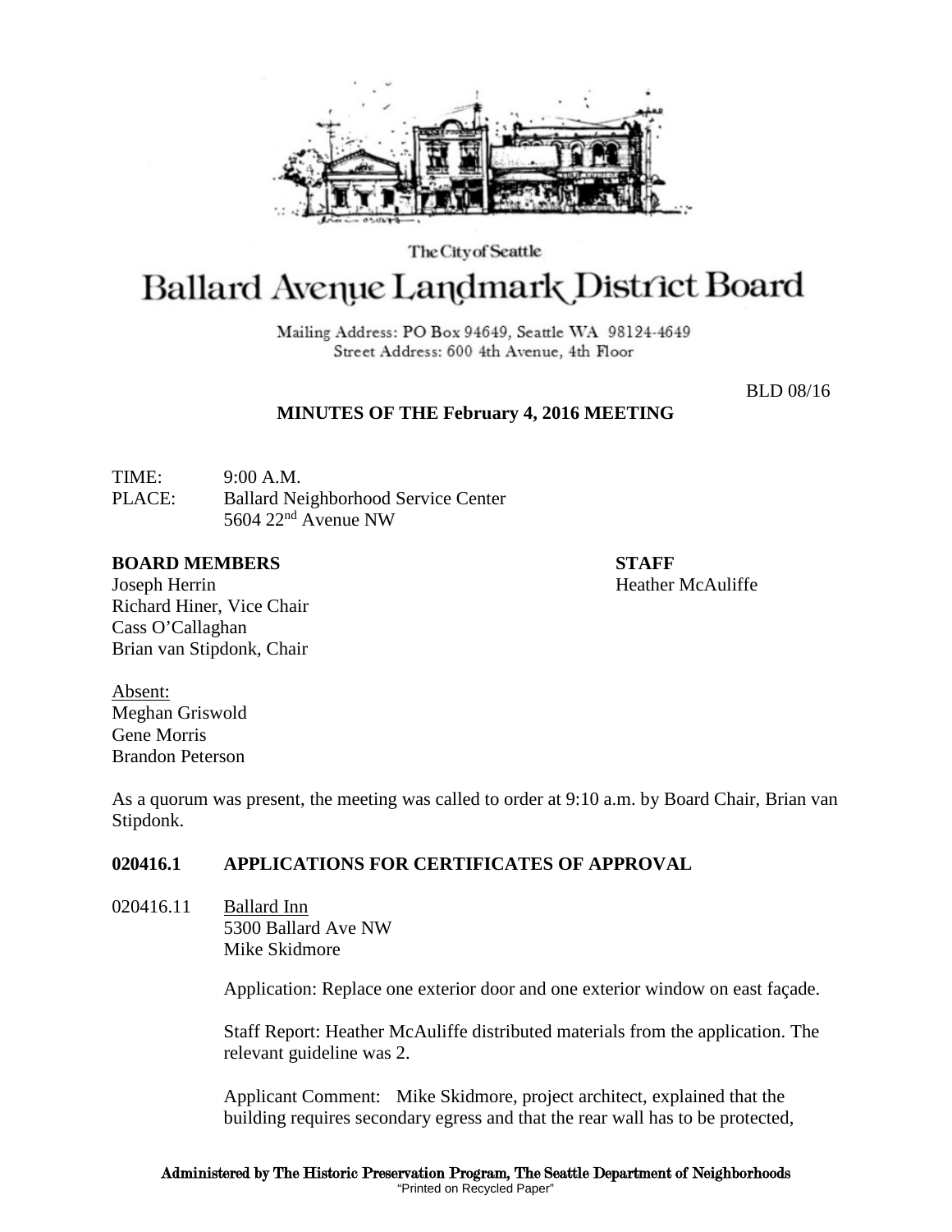The City of Seattle

# Ballard Avenue Landmark District Board

Mailing Address: PO Box 94649, Seattle WA 98124-4649
Street Address: 600 4th Avenue, 4th Floor

BLD 08/16

**MINUTES OF THE February 4, 2016 MEETING**

TIME: 9:00 A.M.
PLACE: Ballard Neighborhood Service Center
5604 22nd Avenue NW

**BOARD MEMBERS**
Joseph Herrin
Richard Hiner, Vice Chair
Cass O'Callaghan
Brian van Stipdonk, Chair

**STAFF**
Heather McAuliffe

Absent:
Meghan Griswold
Gene Morris
Brandon Peterson

As a quorum was present, the meeting was called to order at 9:10 a.m. by Board Chair, Brian van Stipdonk.

**020416.1 APPLICATIONS FOR CERTIFICATES OF APPROVAL**

020416.11 Ballard Inn
5300 Ballard Ave NW
Mike Skidmore

Application: Replace one exterior door and one exterior window on east façade.

Staff Report: Heather McAuliffe distributed materials from the application. The relevant guideline was 2.

Applicant Comment: Mike Skidmore, project architect, explained that the building requires secondary egress and that the rear wall has to be protected,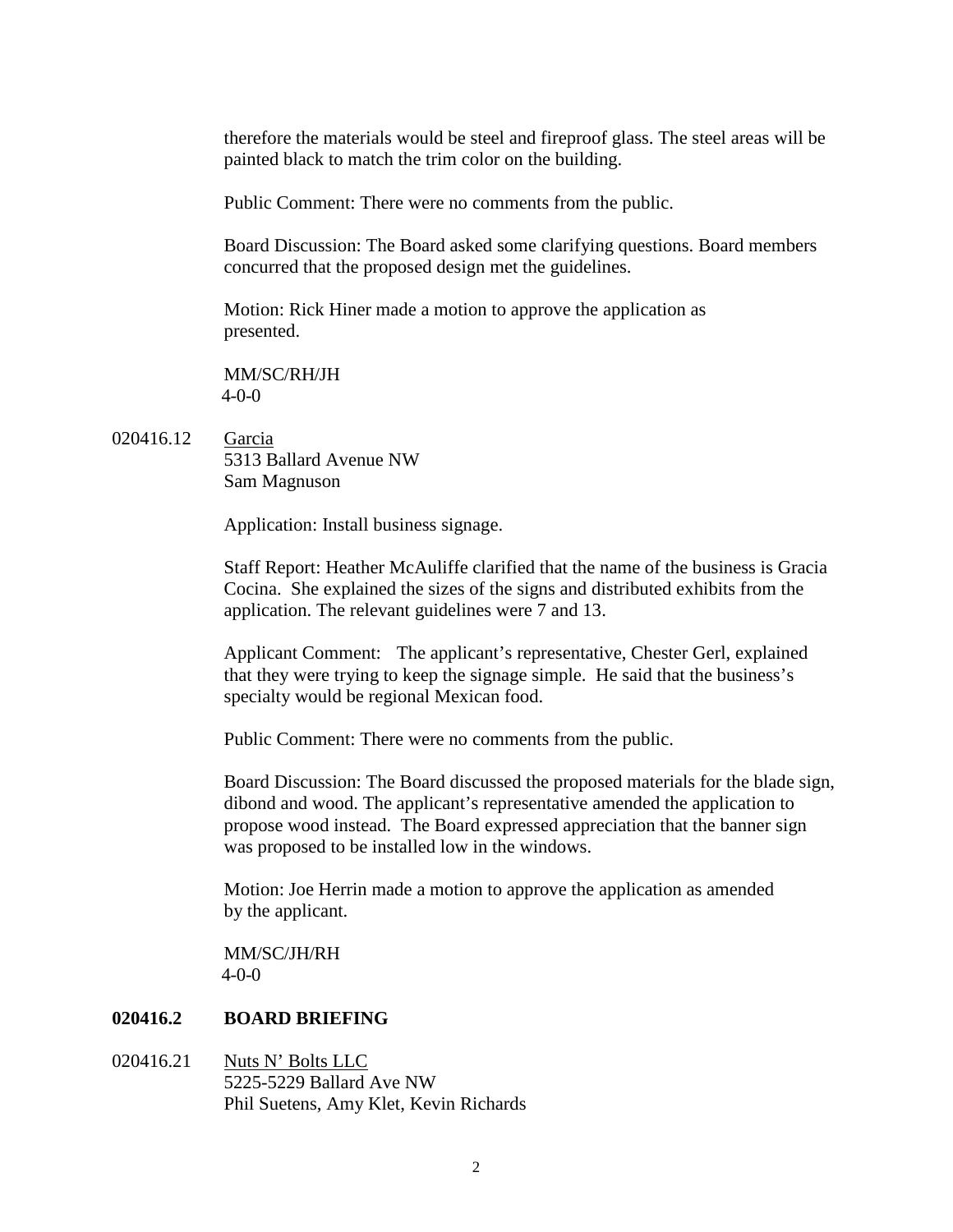therefore the materials would be steel and fireproof glass. The steel areas will be painted black to match the trim color on the building.

Public Comment: There were no comments from the public.

Board Discussion: The Board asked some clarifying questions. Board members concurred that the proposed design met the guidelines.

Motion: Rick Hiner made a motion to approve the application as presented.

MM/SC/RH/JH
4-0-0

020416.12 Garcia
5313 Ballard Avenue NW
Sam Magnuson

Application: Install business signage.

Staff Report: Heather McAuliffe clarified that the name of the business is Gracia Cocina. She explained the sizes of the signs and distributed exhibits from the application. The relevant guidelines were 7 and 13.

Applicant Comment: The applicant's representative, Chester Gerl, explained that they were trying to keep the signage simple. He said that the business's specialty would be regional Mexican food.

Public Comment: There were no comments from the public.

Board Discussion: The Board discussed the proposed materials for the blade sign, dibond and wood. The applicant's representative amended the application to propose wood instead. The Board expressed appreciation that the banner sign was proposed to be installed low in the windows.

Motion: Joe Herrin made a motion to approve the application as amended by the applicant.

MM/SC/JH/RH
4-0-0

## 020416.2 BOARD BRIEFING

020416.21 Nuts N' Bolts LLC
5225-5229 Ballard Ave NW
Phil Suetens, Amy Klet, Kevin Richards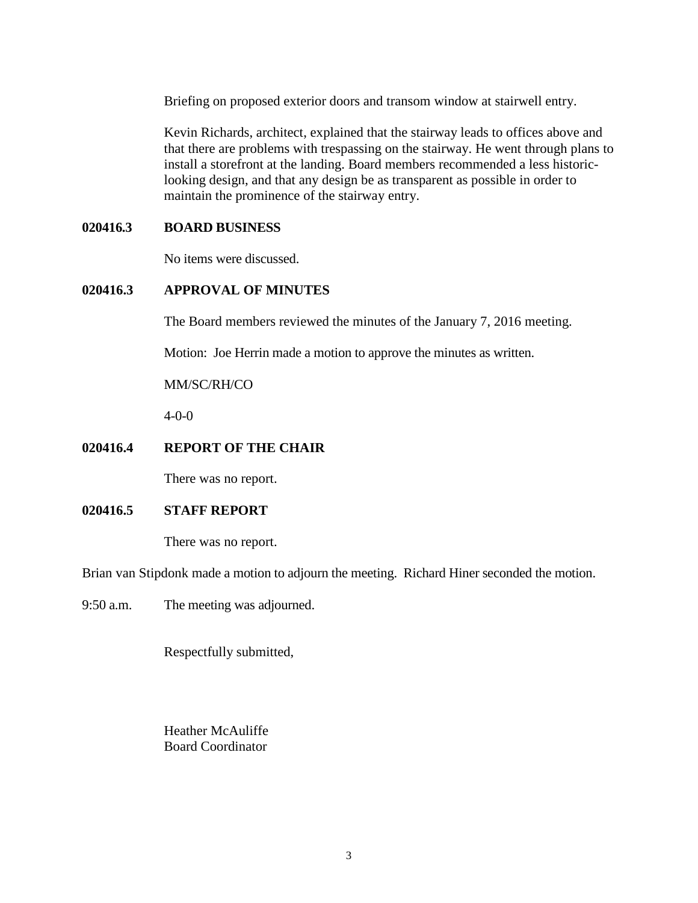Briefing on proposed exterior doors and transom window at stairwell entry.

Kevin Richards, architect, explained that the stairway leads to offices above and that there are problems with trespassing on the stairway. He went through plans to install a storefront at the landing. Board members recommended a less historic-looking design, and that any design be as transparent as possible in order to maintain the prominence of the stairway entry.

**020416.3 BOARD BUSINESS**

No items were discussed.

**020416.3 APPROVAL OF MINUTES**

The Board members reviewed the minutes of the January 7, 2016 meeting.

Motion: Joe Herrin made a motion to approve the minutes as written.

MM/SC/RH/CO

4-0-0

**020416.4 REPORT OF THE CHAIR**

There was no report.

**020416.5 STAFF REPORT**

There was no report.

Brian van Stipdonk made a motion to adjourn the meeting. Richard Hiner seconded the motion.

9:50 a.m. The meeting was adjourned.

Respectfully submitted,

Heather McAuliffe
Board Coordinator